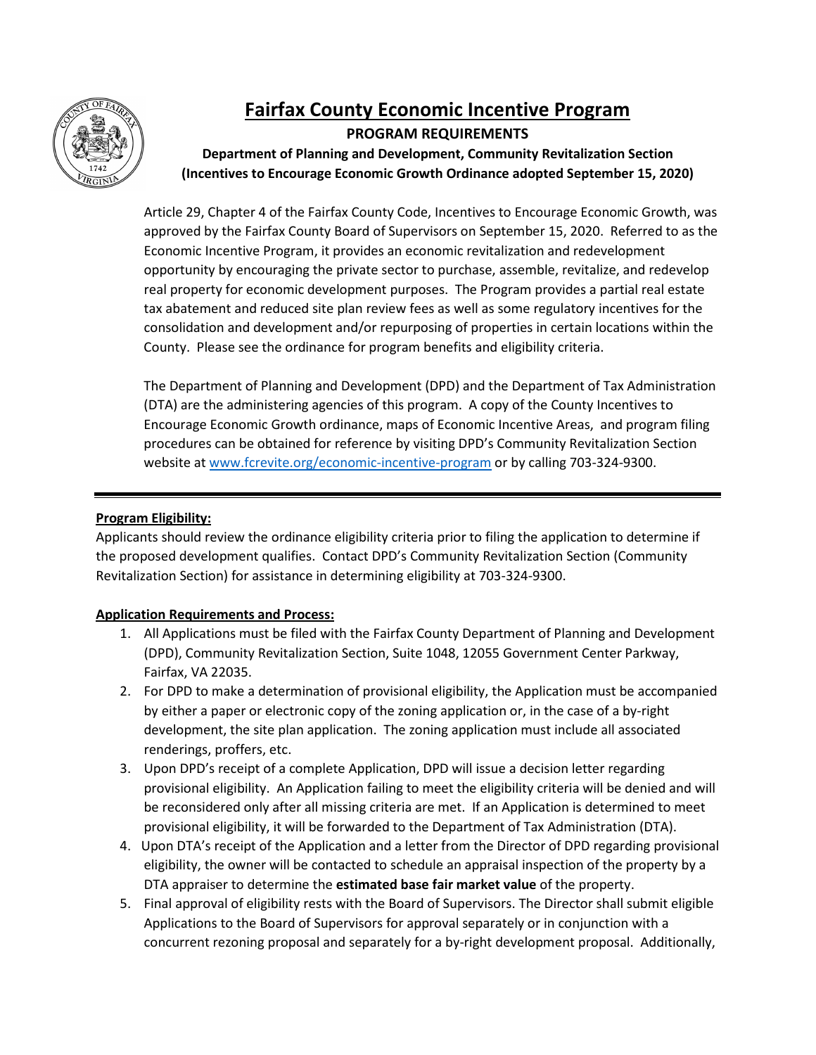# Fairfax County Economic Incentive Program

## PROGRAM REQUIREMENTS

**Department of Planning and Development, Community Revitalization Section**
**(Incentives to Encourage Economic Growth Ordinance adopted September 15, 2020)**

Article 29, Chapter 4 of the Fairfax County Code, Incentives to Encourage Economic Growth, was approved by the Fairfax County Board of Supervisors on September 15, 2020. Referred to as the Economic Incentive Program, it provides an economic revitalization and redevelopment opportunity by encouraging the private sector to purchase, assemble, revitalize, and redevelop real property for economic development purposes. The Program provides a partial real estate tax abatement and reduced site plan review fees as well as some regulatory incentives for the consolidation and development and/or repurposing of properties in certain locations within the County. Please see the ordinance for program benefits and eligibility criteria.

The Department of Planning and Development (DPD) and the Department of Tax Administration (DTA) are the administering agencies of this program. A copy of the County Incentives to Encourage Economic Growth ordinance, maps of Economic Incentive Areas, and program filing procedures can be obtained for reference by visiting DPD's Community Revitalization Section website at [www.fcrevite.org/economic-incentive-program](http://www.fcrevite.org/economic-incentive-program) or by calling 703-324-9300.

---

**Program Eligibility:**

Applicants should review the ordinance eligibility criteria prior to filing the application to determine if the proposed development qualifies. Contact DPD's Community Revitalization Section (Community Revitalization Section) for assistance in determining eligibility at 703-324-9300.

**Application Requirements and Process:**

1. All Applications must be filed with the Fairfax County Department of Planning and Development (DPD), Community Revitalization Section, Suite 1048, 12055 Government Center Parkway, Fairfax, VA 22035.
2. For DPD to make a determination of provisional eligibility, the Application must be accompanied by either a paper or electronic copy of the zoning application or, in the case of a by-right development, the site plan application. The zoning application must include all associated renderings, proffers, etc.
3. Upon DPD's receipt of a complete Application, DPD will issue a decision letter regarding provisional eligibility. An Application failing to meet the eligibility criteria will be denied and will be reconsidered only after all missing criteria are met. If an Application is determined to meet provisional eligibility, it will be forwarded to the Department of Tax Administration (DTA).
4. Upon DTA's receipt of the Application and a letter from the Director of DPD regarding provisional eligibility, the owner will be contacted to schedule an appraisal inspection of the property by a DTA appraiser to determine the **estimated base fair market value** of the property.
5. Final approval of eligibility rests with the Board of Supervisors. The Director shall submit eligible Applications to the Board of Supervisors for approval separately or in conjunction with a concurrent rezoning proposal and separately for a by-right development proposal. Additionally,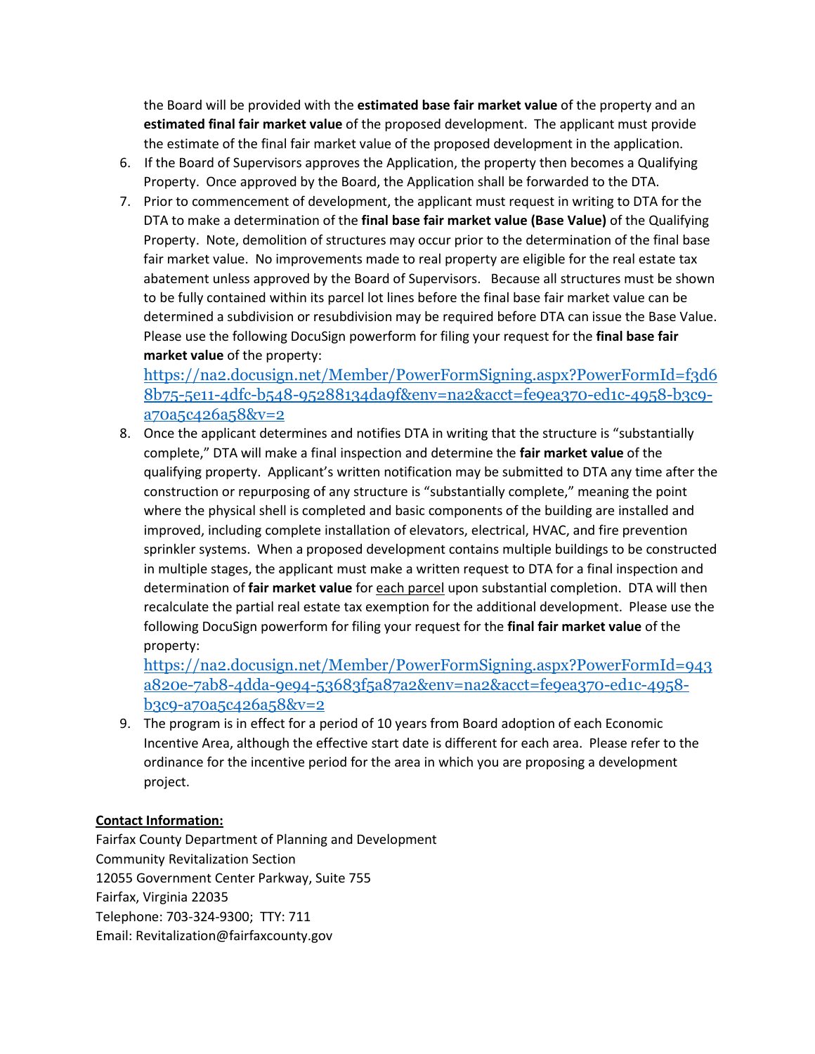the Board will be provided with the **estimated base fair market value** of the property and an **estimated final fair market value** of the proposed development. The applicant must provide the estimate of the final fair market value of the proposed development in the application.

6. If the Board of Supervisors approves the Application, the property then becomes a Qualifying Property. Once approved by the Board, the Application shall be forwarded to the DTA.
7. Prior to commencement of development, the applicant must request in writing to DTA for the DTA to make a determination of the **final base fair market value (Base Value)** of the Qualifying Property. Note, demolition of structures may occur prior to the determination of the final base fair market value. No improvements made to real property are eligible for the real estate tax abatement unless approved by the Board of Supervisors. Because all structures must be shown to be fully contained within its parcel lot lines before the final base fair market value can be determined a subdivision or resubdivision may be required before DTA can issue the Base Value. Please use the following DocuSign powerform for filing your request for the **final base fair market value** of the property:
   https://na2.docusign.net/Member/PowerFormSigning.aspx?PowerFormId=f3d68b75-5e11-4dfc-b548-95288134da9f&env=na2&acct=fe9ea370-ed1c-4958-b3c9-a70a5c426a58&v=2
8. Once the applicant determines and notifies DTA in writing that the structure is "substantially complete," DTA will make a final inspection and determine the **fair market value** of the qualifying property. Applicant's written notification may be submitted to DTA any time after the construction or repurposing of any structure is "substantially complete," meaning the point where the physical shell is completed and basic components of the building are installed and improved, including complete installation of elevators, electrical, HVAC, and fire prevention sprinkler systems. When a proposed development contains multiple buildings to be constructed in multiple stages, the applicant must make a written request to DTA for a final inspection and determination of **fair market value** for <u>each parcel</u> upon substantial completion. DTA will then recalculate the partial real estate tax exemption for the additional development. Please use the following DocuSign powerform for filing your request for the **final fair market value** of the property:
   https://na2.docusign.net/Member/PowerFormSigning.aspx?PowerFormId=943a820e-7ab8-4dda-9e94-53683f5a87a2&env=na2&acct=fe9ea370-ed1c-4958-b3c9-a70a5c426a58&v=2
9. The program is in effect for a period of 10 years from Board adoption of each Economic Incentive Area, although the effective start date is different for each area. Please refer to the ordinance for the incentive period for the area in which you are proposing a development project.

**<u>Contact Information:</u>**

Fairfax County Department of Planning and Development
Community Revitalization Section
12055 Government Center Parkway, Suite 755
Fairfax, Virginia 22035
Telephone: 703-324-9300; TTY: 711
Email: Revitalization@fairfaxcounty.gov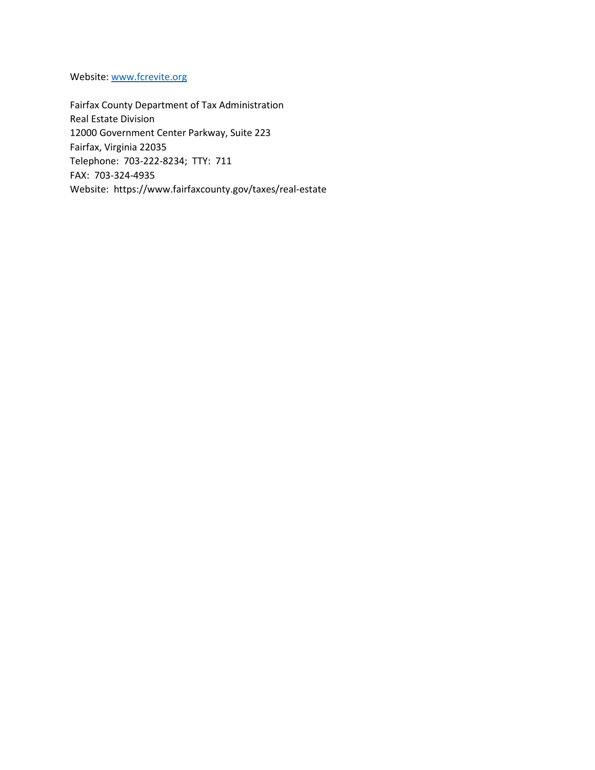Website: [www.fcrevite.org](http://www.fcrevite.org)

Fairfax County Department of Tax Administration
Real Estate Division
12000 Government Center Parkway, Suite 223
Fairfax, Virginia 22035
Telephone: 703-222-8234; TTY: 711
FAX: 703-324-4935
Website: https://www.fairfaxcounty.gov/taxes/real-estate